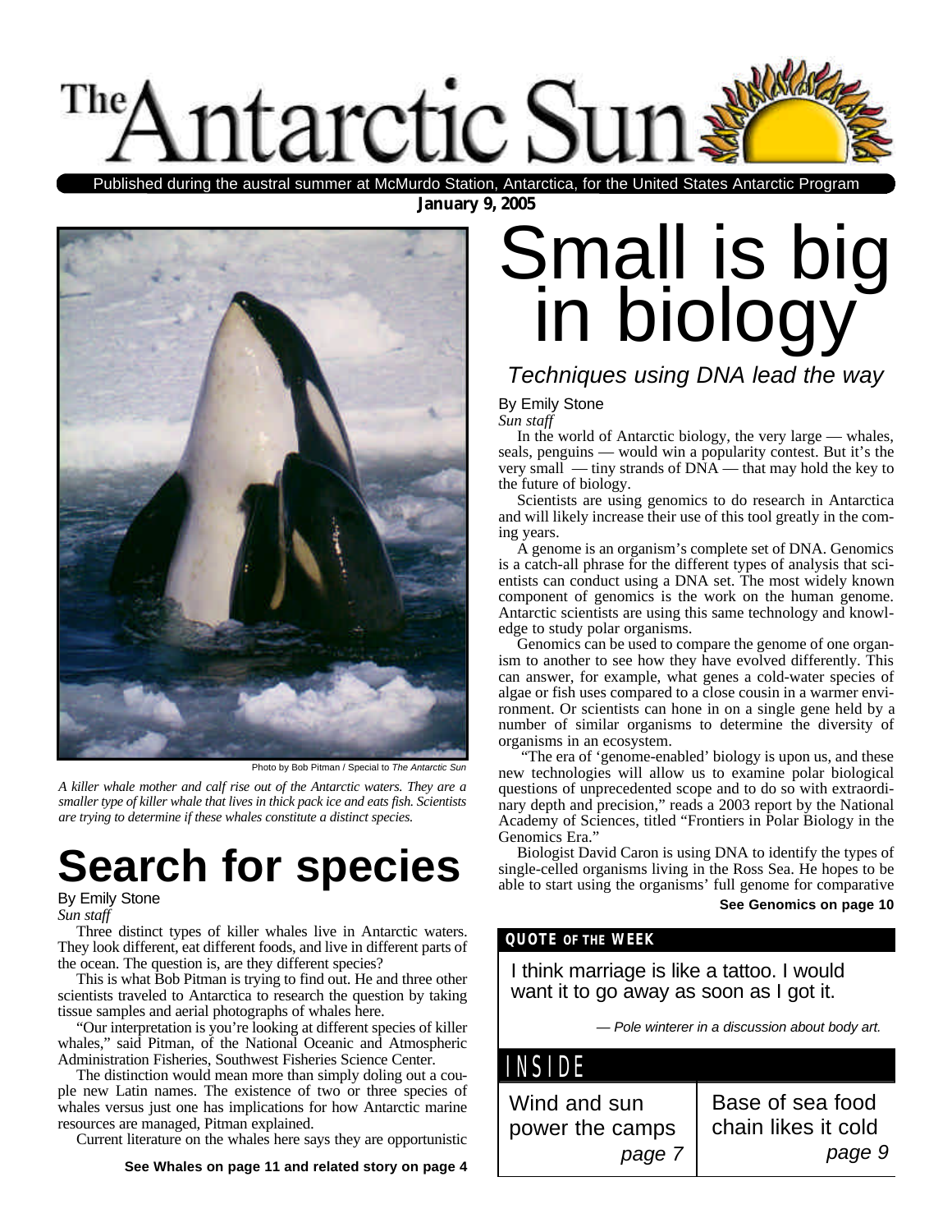# The Antarctic Sun

Published during the austral summer at McMurdo Station, Antarctica, for the United States Antarctic Program

**January 9, 2005**

# Small is big in biology

## *Techniques using DNA lead the way*

By Emily Stone
*Sun staff*

In the world of Antarctic biology, the very large — whales, seals, penguins — would win a popularity contest. But it's the very small — tiny strands of DNA — that may hold the key to the future of biology.

Scientists are using genomics to do research in Antarctica and will likely increase their use of this tool greatly in the coming years.

A genome is an organism's complete set of DNA. Genomics is a catch-all phrase for the different types of analysis that scientists can conduct using a DNA set. The most widely known component of genomics is the work on the human genome. Antarctic scientists are using this same technology and knowledge to study polar organisms.

Genomics can be used to compare the genome of one organism to another to see how they have evolved differently. This can answer, for example, what genes a cold-water species of algae or fish uses compared to a close cousin in a warmer environment. Or scientists can hone in on a single gene held by a number of similar organisms to determine the diversity of organisms in an ecosystem.

"The era of 'genome-enabled' biology is upon us, and these new technologies will allow us to examine polar biological questions of unprecedented scope and to do so with extraordinary depth and precision," reads a 2003 report by the National Academy of Sciences, titled "Frontiers in Polar Biology in the Genomics Era."

Biologist David Caron is using DNA to identify the types of single-celled organisms living in the Ross Sea. He hopes to be able to start using the organisms' full genome for comparative

**See Genomics on page 10**

Photo by Bob Pitman / Special to *The Antarctic Sun*

*A killer whale mother and calf rise out of the Antarctic waters. They are a smaller type of killer whale that lives in thick pack ice and eats fish. Scientists are trying to determine if these whales constitute a distinct species.*

# Search for species

By Emily Stone
*Sun staff*

Three distinct types of killer whales live in Antarctic waters. They look different, eat different foods, and live in different parts of the ocean. The question is, are they different species?

This is what Bob Pitman is trying to find out. He and three other scientists traveled to Antarctica to research the question by taking tissue samples and aerial photographs of whales here.

"Our interpretation is you're looking at different species of killer whales," said Pitman, of the National Oceanic and Atmospheric Administration Fisheries, Southwest Fisheries Science Center.

The distinction would mean more than simply doling out a couple new Latin names. The existence of two or three species of whales versus just one has implications for how Antarctic marine resources are managed, Pitman explained.

Current literature on the whales here says they are opportunistic

**See Whales on page 11 and related story on page 4**

### QUOTE OF THE WEEK

I think marriage is like a tattoo. I would want it to go away as soon as I got it.

*— Pole winterer in a discussion about body art.*

### INSIDE

Wind and sun power the camps *page 7*

Base of sea food chain likes it cold *page 9*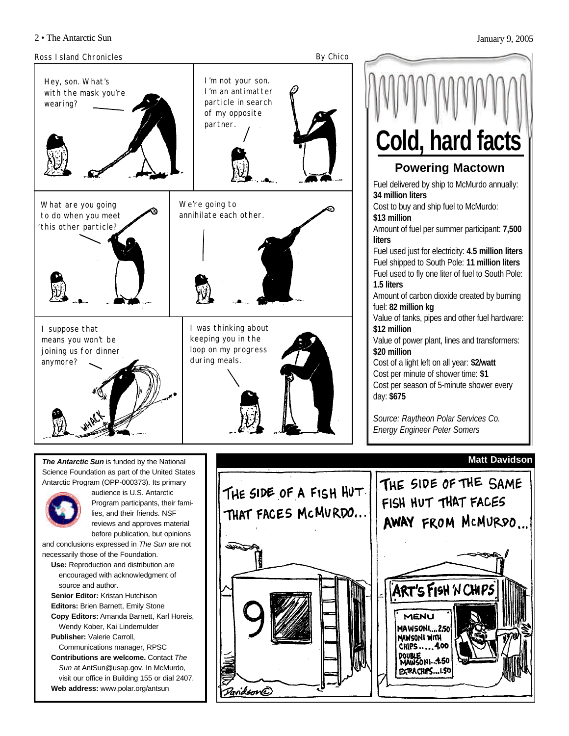## Ross Island Chronicles

By Chico

Hey, son. What's with the mask you're wearing?

I'm not your son. I'm an antimatter particle in search of my opposite partner.

What are you going to do when you meet this other particle?

We're going to annihilate each other.

I suppose that means you won't be joining us for dinner anymore?

WHACK

I was thinking about keeping you in the loop on my progress during meals.

# Cold, hard facts

## Powering Mactown

Fuel delivered by ship to McMurdo annually: **34 million liters**

Cost to buy and ship fuel to McMurdo: **$13 million**

Amount of fuel per summer participant: **7,500 liters**

Fuel used just for electricity: **4.5 million liters**

Fuel shipped to South Pole: **11 million liters**

Fuel used to fly one liter of fuel to South Pole: **1.5 liters**

Amount of carbon dioxide created by burning fuel: **82 million kg**

Value of tanks, pipes and other fuel hardware: **$12 million**

Value of power plant, lines and transformers: **$20 million**

Cost of a light left on all year: **$2/watt**

Cost per minute of shower time: **$1**

Cost per season of 5-minute shower every day: **$675**

*Source: Raytheon Polar Services Co. Energy Engineer Peter Somers*

***The Antarctic Sun*** is funded by the National Science Foundation as part of the United States Antarctic Program (OPP-000373). Its primary audience is U.S. Antarctic Program participants, their families, and their friends. NSF reviews and approves material before publication, but opinions and conclusions expressed in *The Sun* are not necessarily those of the Foundation.

**Use:** Reproduction and distribution are encouraged with acknowledgment of source and author.

**Senior Editor:** Kristan Hutchison

**Editors:** Brien Barnett, Emily Stone

**Copy Editors:** Amanda Barnett, Karl Horeis, Wendy Kober, Kai Lindemulder

**Publisher:** Valerie Carroll, Communications manager, RPSC

**Contributions are welcome.** Contact *The Sun* at AntSun@usap.gov. In McMurdo, visit our office in Building 155 or dial 2407.

**Web address:** www.polar.org/antsun

**Matt Davidson**

THE SIDE OF A FISH HUT THAT FACES McMURDO...

THE SIDE OF THE SAME FISH HUT THAT FACES AWAY FROM McMURDO...

ART'S FISH 'N CHIPS

MENU
MAWSONI... 2.50
MAWSONI WITH CHIPS..... 4.00
DOUBLE MAWSONI.. 4.50
EXTRA CHIPS... 1.50

Davidson©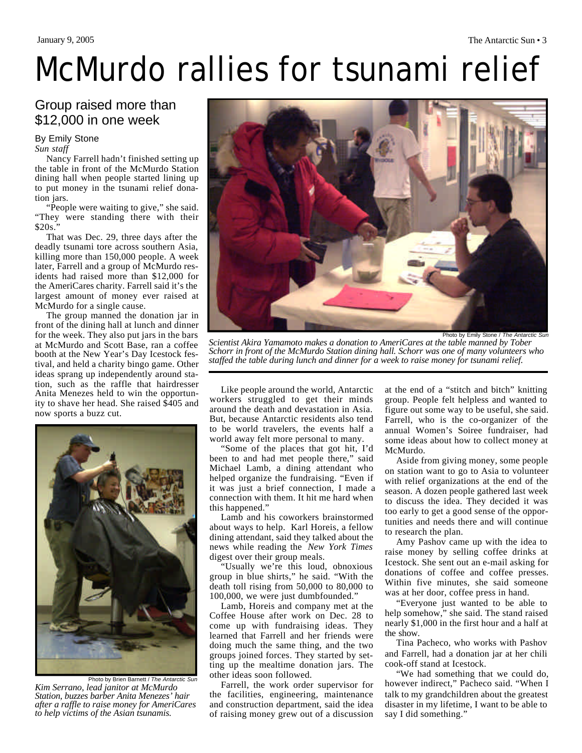# McMurdo rallies for tsunami relief

## Group raised more than $12,000 in one week

By Emily Stone
*Sun staff*

Nancy Farrell hadn't finished setting up the table in front of the McMurdo Station dining hall when people started lining up to put money in the tsunami relief donation jars.

"People were waiting to give," she said. "They were standing there with their $20s."

That was Dec. 29, three days after the deadly tsunami tore across southern Asia, killing more than 150,000 people. A week later, Farrell and a group of McMurdo residents had raised more than $12,000 for the AmeriCares charity. Farrell said it's the largest amount of money ever raised at McMurdo for a single cause.

The group manned the donation jar in front of the dining hall at lunch and dinner for the week. They also put jars in the bars at McMurdo and Scott Base, ran a coffee booth at the New Year's Day Icestock festival, and held a charity bingo game. Other ideas sprang up independently around station, such as the raffle that hairdresser Anita Menezes held to win the opportunity to shave her head. She raised $405 and now sports a buzz cut.

Photo by Brien Barnett / *The Antarctic Sun*

*Kim Serrano, lead janitor at McMurdo Station, buzzes barber Anita Menezes' hair after a raffle to raise money for AmeriCares to help victims of the Asian tsunamis.*

Photo by Emily Stone / *The Antarctic Sun*

*Scientist Akira Yamamoto makes a donation to AmeriCares at the table manned by Tober Schorr in front of the McMurdo Station dining hall. Schorr was one of many volunteers who staffed the table during lunch and dinner for a week to raise money for tsunami relief.*

Like people around the world, Antarctic workers struggled to get their minds around the death and devastation in Asia. But, because Antarctic residents also tend to be world travelers, the events half a world away felt more personal to many.

"Some of the places that got hit, I'd been to and had met people there," said Michael Lamb, a dining attendant who helped organize the fundraising. "Even if it was just a brief connection, I made a connection with them. It hit me hard when this happened."

Lamb and his coworkers brainstormed about ways to help. Karl Horeis, a fellow dining attendant, said they talked about the news while reading the *New York Times* digest over their group meals.

"Usually we're this loud, obnoxious group in blue shirts," he said. "With the death toll rising from 50,000 to 80,000 to 100,000, we were just dumbfounded."

Lamb, Horeis and company met at the Coffee House after work on Dec. 28 to come up with fundraising ideas. They learned that Farrell and her friends were doing much the same thing, and the two groups joined forces. They started by setting up the mealtime donation jars. The other ideas soon followed.

Farrell, the work order supervisor for the facilities, engineering, maintenance and construction department, said the idea of raising money grew out of a discussion at the end of a "stitch and bitch" knitting group. People felt helpless and wanted to figure out some way to be useful, she said. Farrell, who is the co-organizer of the annual Women's Soiree fundraiser, had some ideas about how to collect money at McMurdo.

Aside from giving money, some people on station want to go to Asia to volunteer with relief organizations at the end of the season. A dozen people gathered last week to discuss the idea. They decided it was too early to get a good sense of the opportunities and needs there and will continue to research the plan.

Amy Pashov came up with the idea to raise money by selling coffee drinks at Icestock. She sent out an e-mail asking for donations of coffee and coffee presses. Within five minutes, she said someone was at her door, coffee press in hand.

"Everyone just wanted to be able to help somehow," she said. The stand raised nearly $1,000 in the first hour and a half at the show.

Tina Pacheco, who works with Pashov and Farrell, had a donation jar at her chili cook-off stand at Icestock.

"We had something that we could do, however indirect," Pacheco said. "When I talk to my grandchildren about the greatest disaster in my lifetime, I want to be able to say I did something."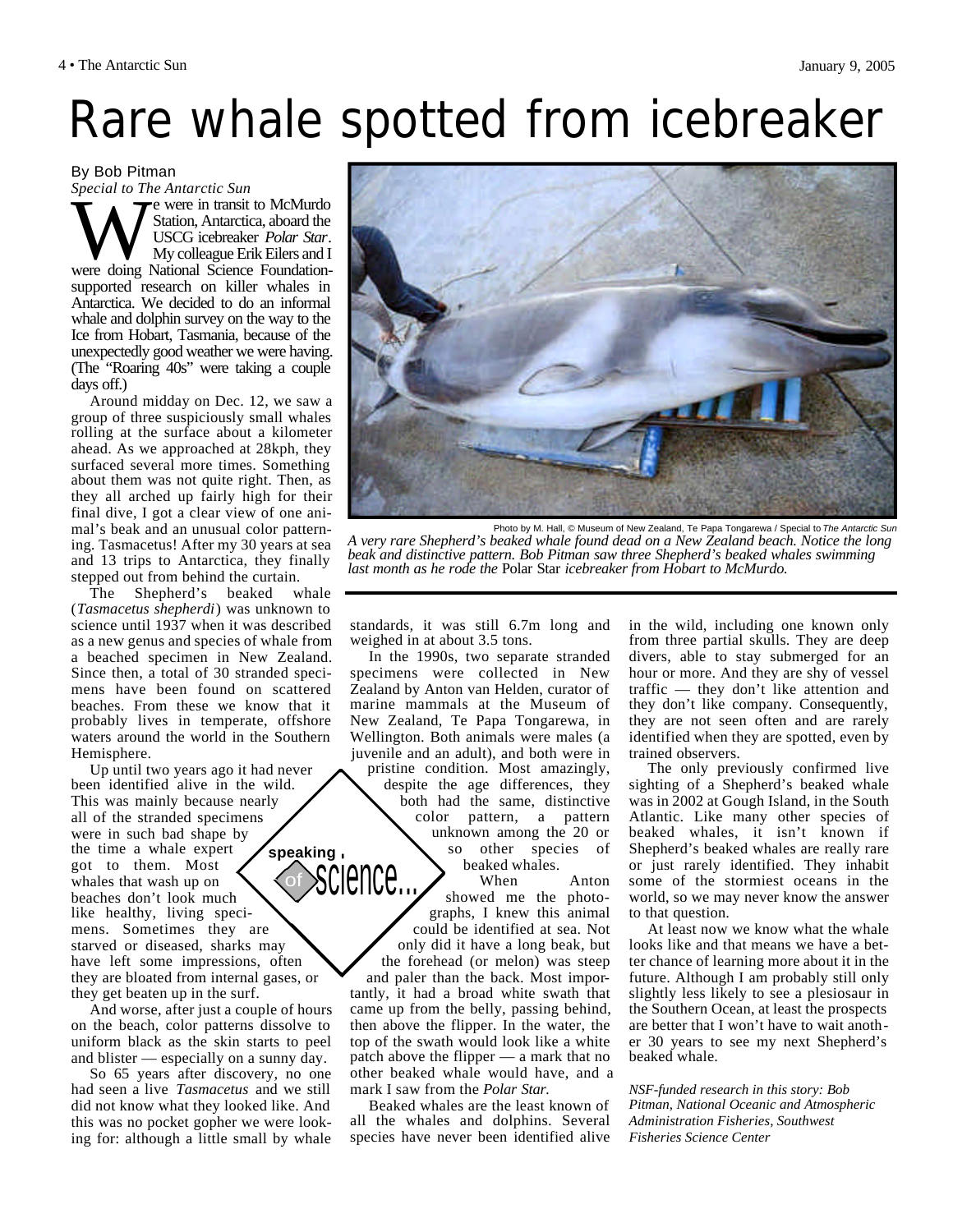# Rare whale spotted from icebreaker

By Bob Pitman
*Special to The Antarctic Sun*

We were in transit to McMurdo Station, Antarctica, aboard the USCG icebreaker *Polar Star*. My colleague Erik Eilers and I were doing National Science Foundation-supported research on killer whales in Antarctica. We decided to do an informal whale and dolphin survey on the way to the Ice from Hobart, Tasmania, because of the unexpectedly good weather we were having. (The "Roaring 40s" were taking a couple days off.)

Around midday on Dec. 12, we saw a group of three suspiciously small whales rolling at the surface about a kilometer ahead. As we approached at 28kph, they surfaced several more times. Something about them was not quite right. Then, as they all arched up fairly high for their final dive, I got a clear view of one animal's beak and an unusual color patterning. Tasmacetus! After my 30 years at sea and 13 trips to Antarctica, they finally stepped out from behind the curtain.

Photo by M. Hall, © Museum of New Zealand, Te Papa Tongarewa / Special to *The Antarctic Sun*

*A very rare Shepherd's beaked whale found dead on a New Zealand beach. Notice the long beak and distinctive pattern. Bob Pitman saw three Shepherd's beaked whales swimming last month as he rode the* Polar Star *icebreaker from Hobart to McMurdo.*

The Shepherd's beaked whale (*Tasmacetus shepherdi*) was unknown to science until 1937 when it was described as a new genus and species of whale from a beached specimen in New Zealand. Since then, a total of 30 stranded specimens have been found on scattered beaches. From these we know that it probably lives in temperate, offshore waters around the world in the Southern Hemisphere.

Up until two years ago it had never been identified alive in the wild. This was mainly because nearly all of the stranded specimens were in such bad shape by the time a whale expert got to them. Most whales that wash up on beaches don't look much like healthy, living specimens. Sometimes they are starved or diseased, sharks may have left some impressions, often they are bloated from internal gases, or they get beaten up in the surf.

**speaking of science...**

And worse, after just a couple of hours on the beach, color patterns dissolve to uniform black as the skin starts to peel and blister — especially on a sunny day.

So 65 years after discovery, no one had seen a live *Tasmacetus* and we still did not know what they looked like. And this was no pocket gopher we were looking for: although a little small by whale standards, it was still 6.7m long and weighed in at about 3.5 tons.

In the 1990s, two separate stranded specimens were collected in New Zealand by Anton van Helden, curator of marine mammals at the Museum of New Zealand, Te Papa Tongarewa, in Wellington. Both animals were males (a juvenile and an adult), and both were in pristine condition. Most amazingly, despite the age differences, they both had the same, distinctive color pattern, a pattern unknown among the 20 or so other species of beaked whales.

When Anton showed me the photographs, I knew this animal could be identified at sea. Not only did it have a long beak, but the forehead (or melon) was steep and paler than the back. Most importantly, it had a broad white swath that came up from the belly, passing behind, then above the flipper. In the water, the top of the swath would look like a white patch above the flipper — a mark that no other beaked whale would have, and a mark I saw from the *Polar Star*.

Beaked whales are the least known of all the whales and dolphins. Several species have never been identified alive in the wild, including one known only from three partial skulls. They are deep divers, able to stay submerged for an hour or more. And they are shy of vessel traffic — they don't like attention and they don't like company. Consequently, they are not seen often and are rarely identified when they are spotted, even by trained observers.

The only previously confirmed live sighting of a Shepherd's beaked whale was in 2002 at Gough Island, in the South Atlantic. Like many other species of beaked whales, it isn't known if Shepherd's beaked whales are really rare or just rarely identified. They inhabit some of the stormiest oceans in the world, so we may never know the answer to that question.

At least now we know what the whale looks like and that means we have a better chance of learning more about it in the future. Although I am probably still only slightly less likely to see a plesiosaur in the Southern Ocean, at least the prospects are better that I won't have to wait another 30 years to see my next Shepherd's beaked whale.

*NSF-funded research in this story: Bob Pitman, National Oceanic and Atmospheric Administration Fisheries, Southwest Fisheries Science Center*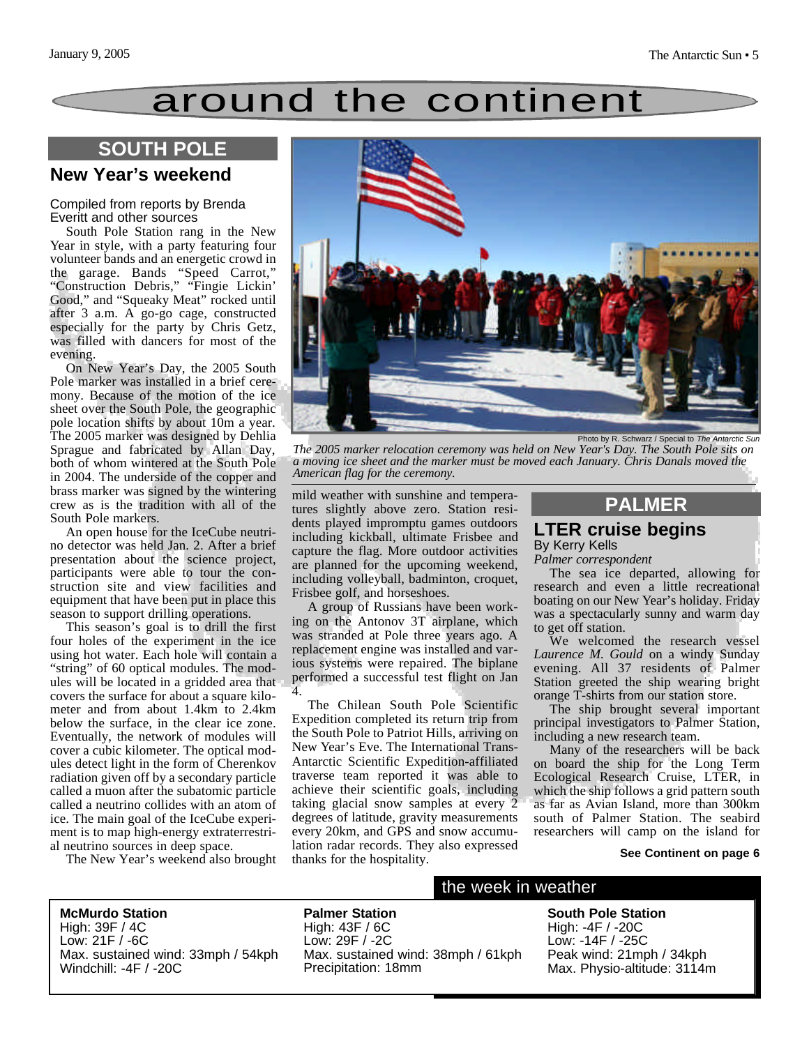# around the continent

## SOUTH POLE

### New Year's weekend

Compiled from reports by Brenda Everitt and other sources

South Pole Station rang in the New Year in style, with a party featuring four volunteer bands and an energetic crowd in the garage. Bands "Speed Carrot," "Construction Debris," "Fingie Lickin' Good," and "Squeaky Meat" rocked until after 3 a.m. A go-go cage, constructed especially for the party by Chris Getz, was filled with dancers for most of the evening.

On New Year's Day, the 2005 South Pole marker was installed in a brief ceremony. Because of the motion of the ice sheet over the South Pole, the geographic pole location shifts by about 10m a year. The 2005 marker was designed by Dehlia Sprague and fabricated by Allan Day, both of whom wintered at the South Pole in 2004. The underside of the copper and brass marker was signed by the wintering crew as is the tradition with all of the South Pole markers.

An open house for the IceCube neutrino detector was held Jan. 2. After a brief presentation about the science project, participants were able to tour the construction site and view facilities and equipment that have been put in place this season to support drilling operations.

This season's goal is to drill the first four holes of the experiment in the ice using hot water. Each hole will contain a "string" of 60 optical modules. The modules will be located in a gridded area that covers the surface for about a square kilometer and from about 1.4km to 2.4km below the surface, in the clear ice zone. Eventually, the network of modules will cover a cubic kilometer. The optical modules detect light in the form of Cherenkov radiation given off by a secondary particle called a muon after the subatomic particle called a neutrino collides with an atom of ice. The main goal of the IceCube experiment is to map high-energy extraterrestrial neutrino sources in deep space.

Photo by R. Schwarz / Special to *The Antarctic Sun*

*The 2005 marker relocation ceremony was held on New Year's Day. The South Pole sits on a moving ice sheet and the marker must be moved each January. Chris Danals moved the American flag for the ceremony.*

The New Year's weekend also brought mild weather with sunshine and temperatures slightly above zero. Station residents played impromptu games outdoors including kickball, ultimate Frisbee and capture the flag. More outdoor activities are planned for the upcoming weekend, including volleyball, badminton, croquet, Frisbee golf, and horseshoes.

A group of Russians have been working on the Antonov 3T airplane, which was stranded at Pole three years ago. A replacement engine was installed and various systems were repaired. The biplane performed a successful test flight on Jan 4.

The Chilean South Pole Scientific Expedition completed its return trip from the South Pole to Patriot Hills, arriving on New Year's Eve. The International Trans-Antarctic Scientific Expedition-affiliated traverse team reported it was able to achieve their scientific goals, including taking glacial snow samples at every 2 degrees of latitude, gravity measurements every 20km, and GPS and snow accumulation radar records. They also expressed thanks for the hospitality.

## PALMER

### LTER cruise begins

By Kerry Kells

*Palmer correspondent*

The sea ice departed, allowing for research and even a little recreational boating on our New Year's holiday. Friday was a spectacularly sunny and warm day to get off station.

We welcomed the research vessel *Laurence M. Gould* on a windy Sunday evening. All 37 residents of Palmer Station greeted the ship wearing bright orange T-shirts from our station store.

The ship brought several important principal investigators to Palmer Station, including a new research team.

Many of the researchers will be back on board the ship for the Long Term Ecological Research Cruise, LTER, in which the ship follows a grid pattern south as far as Avian Island, more than 300km south of Palmer Station. The seabird researchers will camp on the island for

**See Continent on page 6**

## the week in weather

**McMurdo Station**
High: 39F / 4C
Low: 21F / -6C
Max. sustained wind: 33mph / 54kph
Windchill: -4F / -20C

**Palmer Station**
High: 43F / 6C
Low: 29F / -2C
Max. sustained wind: 38mph / 61kph
Precipitation: 18mm

**South Pole Station**
High: -4F / -20C
Low: -14F / -25C
Peak wind: 21mph / 34kph
Max. Physio-altitude: 3114m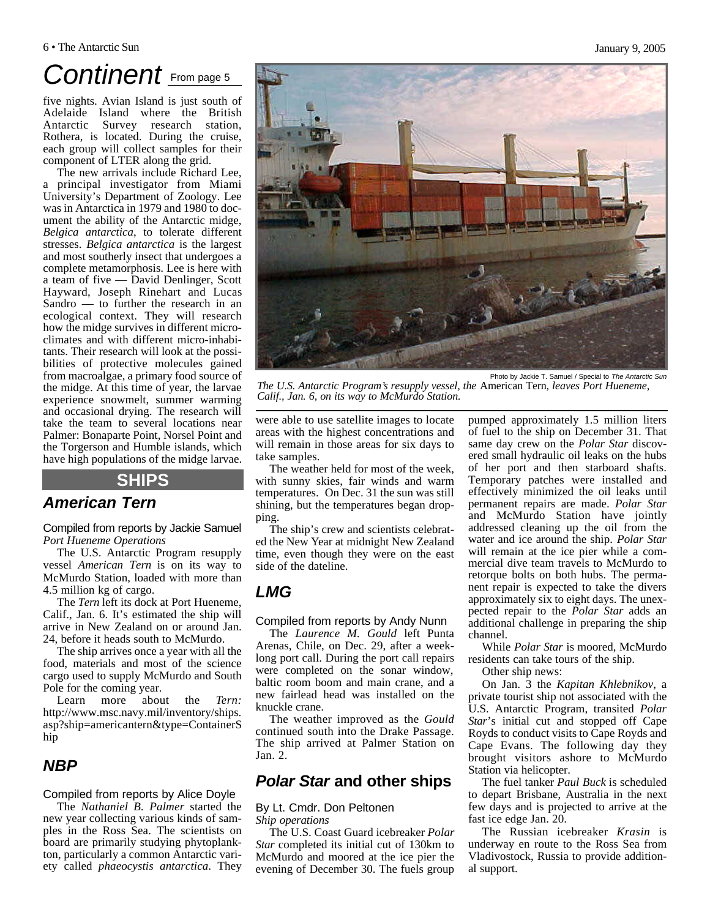# Continent From page 5

five nights. Avian Island is just south of Adelaide Island where the British Antarctic Survey research station, Rothera, is located. During the cruise, each group will collect samples for their component of LTER along the grid.

The new arrivals include Richard Lee, a principal investigator from Miami University's Department of Zoology. Lee was in Antarctica in 1979 and 1980 to document the ability of the Antarctic midge, *Belgica antarctica*, to tolerate different stresses. *Belgica antarctica* is the largest and most southerly insect that undergoes a complete metamorphosis. Lee is here with a team of five — David Denlinger, Scott Hayward, Joseph Rinehart and Lucas Sandro — to further the research in an ecological context. They will research how the midge survives in different microclimates and with different micro-inhabitants. Their research will look at the possibilities of protective molecules gained from macroalgae, a primary food source of the midge. At this time of year, the larvae experience snowmelt, summer warming and occasional drying. The research will take the team to several locations near Palmer: Bonaparte Point, Norsel Point and the Torgerson and Humble islands, which have high populations of the midge larvae.

Photo by Jackie T. Samuel / Special to *The Antarctic Sun*

*The U.S. Antarctic Program's resupply vessel, the* American Tern, *leaves Port Hueneme, Calif., Jan. 6, on its way to McMurdo Station.*

## SHIPS

### *American Tern*

Compiled from reports by Jackie Samuel
*Port Hueneme Operations*

The U.S. Antarctic Program resupply vessel *American Tern* is on its way to McMurdo Station, loaded with more than 4.5 million kg of cargo.

The *Tern* left its dock at Port Hueneme, Calif., Jan. 6. It's estimated the ship will arrive in New Zealand on or around Jan. 24, before it heads south to McMurdo.

The ship arrives once a year with all the food, materials and most of the science cargo used to supply McMurdo and South Pole for the coming year.

Learn more about the *Tern:* http://www.msc.navy.mil/inventory/ships.asp?ship=americantern&type=ContainerShip

### *NBP*

Compiled from reports by Alice Doyle

The *Nathaniel B. Palmer* started the new year collecting various kinds of samples in the Ross Sea. The scientists on board are primarily studying phytoplankton, particularly a common Antarctic variety called *phaeocystis antarctica*. They were able to use satellite images to locate areas with the highest concentrations and will remain in those areas for six days to take samples.

The weather held for most of the week, with sunny skies, fair winds and warm temperatures. On Dec. 31 the sun was still shining, but the temperatures began dropping.

The ship's crew and scientists celebrated the New Year at midnight New Zealand time, even though they were on the east side of the dateline.

### *LMG*

Compiled from reports by Andy Nunn

The *Laurence M. Gould* left Punta Arenas, Chile, on Dec. 29, after a week-long port call. During the port call repairs were completed on the sonar window, baltic room boom and main crane, and a new fairlead head was installed on the knuckle crane.

The weather improved as the *Gould* continued south into the Drake Passage. The ship arrived at Palmer Station on Jan. 2.

### *Polar Star* and other ships

By Lt. Cmdr. Don Peltonen
*Ship operations*

The U.S. Coast Guard icebreaker *Polar Star* completed its initial cut of 130km to McMurdo and moored at the ice pier the evening of December 30. The fuels group pumped approximately 1.5 million liters of fuel to the ship on December 31. That same day crew on the *Polar Star* discovered small hydraulic oil leaks on the hubs of her port and then starboard shafts. Temporary patches were installed and effectively minimized the oil leaks until permanent repairs are made. *Polar Star* and McMurdo Station have jointly addressed cleaning up the oil from the water and ice around the ship. *Polar Star* will remain at the ice pier while a commercial dive team travels to McMurdo to retorque bolts on both hubs. The permanent repair is expected to take the divers approximately six to eight days. The unexpected repair to the *Polar Star* adds an additional challenge in preparing the ship channel.

While *Polar Star* is moored, McMurdo residents can take tours of the ship.

Other ship news:

On Jan. 3 the *Kapitan Khlebnikov*, a private tourist ship not associated with the U.S. Antarctic Program, transited *Polar Star*'s initial cut and stopped off Cape Royds to conduct visits to Cape Royds and Cape Evans. The following day they brought visitors ashore to McMurdo Station via helicopter.

The fuel tanker *Paul Buck* is scheduled to depart Brisbane, Australia in the next few days and is projected to arrive at the fast ice edge Jan. 20.

The Russian icebreaker *Krasin* is underway en route to the Ross Sea from Vladivostock, Russia to provide additional support.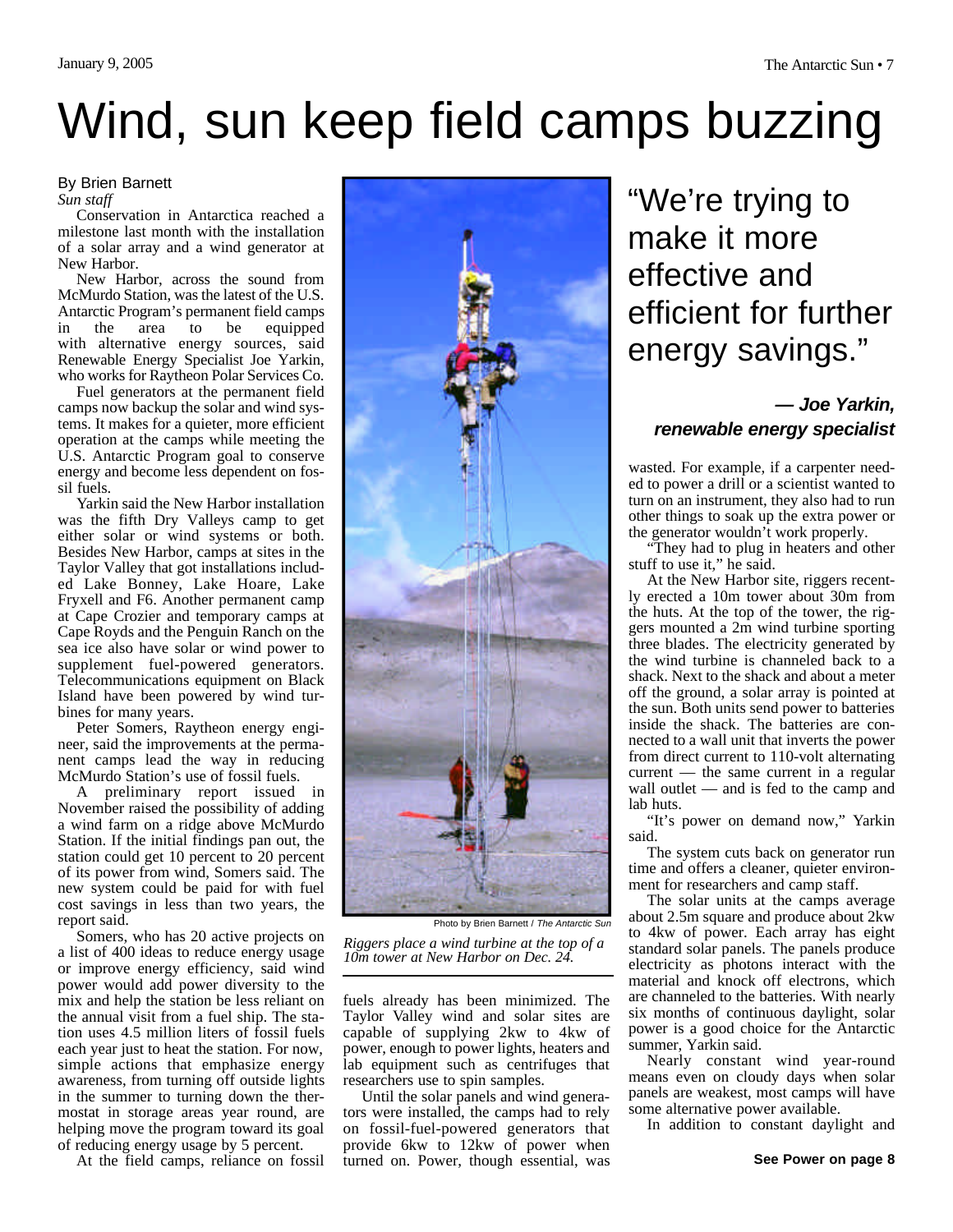# Wind, sun keep field camps buzzing

By Brien Barnett
*Sun staff*

Conservation in Antarctica reached a milestone last month with the installation of a solar array and a wind generator at New Harbor.

New Harbor, across the sound from McMurdo Station, was the latest of the U.S. Antarctic Program's permanent field camps in the area to be equipped with alternative energy sources, said Renewable Energy Specialist Joe Yarkin, who works for Raytheon Polar Services Co.

Fuel generators at the permanent field camps now backup the solar and wind systems. It makes for a quieter, more efficient operation at the camps while meeting the U.S. Antarctic Program goal to conserve energy and become less dependent on fossil fuels.

Yarkin said the New Harbor installation was the fifth Dry Valleys camp to get either solar or wind systems or both. Besides New Harbor, camps at sites in the Taylor Valley that got installations included Lake Bonney, Lake Hoare, Lake Fryxell and F6. Another permanent camp at Cape Crozier and temporary camps at Cape Royds and the Penguin Ranch on the sea ice also have solar or wind power to supplement fuel-powered generators. Telecommunications equipment on Black Island have been powered by wind turbines for many years.

Peter Somers, Raytheon energy engineer, said the improvements at the permanent camps lead the way in reducing McMurdo Station's use of fossil fuels.

A preliminary report issued in November raised the possibility of adding a wind farm on a ridge above McMurdo Station. If the initial findings pan out, the station could get 10 percent to 20 percent of its power from wind, Somers said. The new system could be paid for with fuel cost savings in less than two years, the report said.

Somers, who has 20 active projects on a list of 400 ideas to reduce energy usage or improve energy efficiency, said wind power would add power diversity to the mix and help the station be less reliant on the annual visit from a fuel ship. The station uses 4.5 million liters of fossil fuels each year just to heat the station. For now, simple actions that emphasize energy awareness, from turning off outside lights in the summer to turning down the thermostat in storage areas year round, are helping move the program toward its goal of reducing energy usage by 5 percent.

At the field camps, reliance on fossil fuels already has been minimized. The Taylor Valley wind and solar sites are capable of supplying 2kw to 4kw of power, enough to power lights, heaters and lab equipment such as centrifuges that researchers use to spin samples.

Photo by Brien Barnett / *The Antarctic Sun*

*Riggers place a wind turbine at the top of a 10m tower at New Harbor on Dec. 24.*

Until the solar panels and wind generators were installed, the camps had to rely on fossil-fuel-powered generators that provide 6kw to 12kw of power when turned on. Power, though essential, was wasted. For example, if a carpenter needed to power a drill or a scientist wanted to turn on an instrument, they also had to run other things to soak up the extra power or the generator wouldn't work properly.

> "We're trying to make it more effective and efficient for further energy savings."
>
> ***— Joe Yarkin, renewable energy specialist***

"They had to plug in heaters and other stuff to use it," he said.

At the New Harbor site, riggers recently erected a 10m tower about 30m from the huts. At the top of the tower, the riggers mounted a 2m wind turbine sporting three blades. The electricity generated by the wind turbine is channeled back to a shack. Next to the shack and about a meter off the ground, a solar array is pointed at the sun. Both units send power to batteries inside the shack. The batteries are connected to a wall unit that inverts the power from direct current to 110-volt alternating current — the same current in a regular wall outlet — and is fed to the camp and lab huts.

"It's power on demand now," Yarkin said.

The system cuts back on generator run time and offers a cleaner, quieter environment for researchers and camp staff.

The solar units at the camps average about 2.5m square and produce about 2kw to 4kw of power. Each array has eight standard solar panels. The panels produce electricity as photons interact with the material and knock off electrons, which are channeled to the batteries. With nearly six months of continuous daylight, solar power is a good choice for the Antarctic summer, Yarkin said.

Nearly constant wind year-round means even on cloudy days when solar panels are weakest, most camps will have some alternative power available.

In addition to constant daylight and

**See Power on page 8**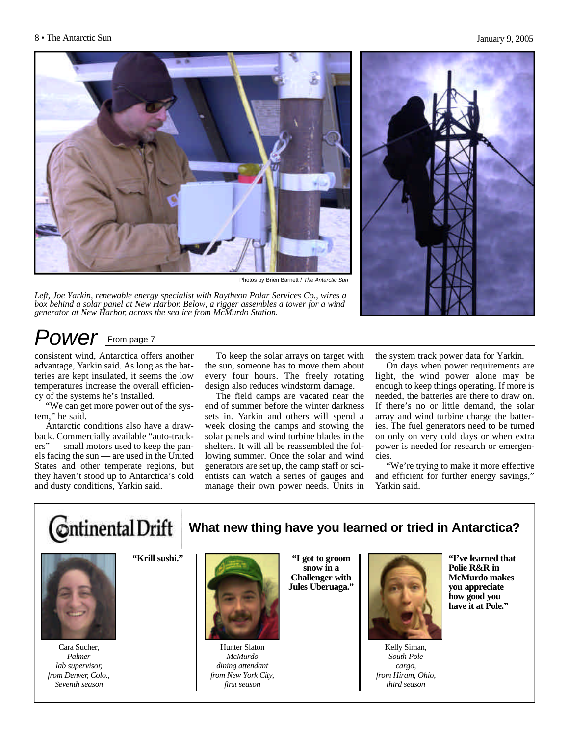Photos by Brien Barnett / *The Antarctic Sun*

*Left, Joe Yarkin, renewable energy specialist with Raytheon Polar Services Co., wires a box behind a solar panel at New Harbor. Below, a rigger assembles a tower for a wind generator at New Harbor, across the sea ice from McMurdo Station.*

# Power

From page 7

consistent wind, Antarctica offers another advantage, Yarkin said. As long as the batteries are kept insulated, it seems the low temperatures increase the overall efficiency of the systems he's installed.

"We can get more power out of the system," he said.

Antarctic conditions also have a drawback. Commercially available "auto-trackers" — small motors used to keep the panels facing the sun — are used in the United States and other temperate regions, but they haven't stood up to Antarctica's cold and dusty conditions, Yarkin said.

To keep the solar arrays on target with the sun, someone has to move them about every four hours. The freely rotating design also reduces windstorm damage.

The field camps are vacated near the end of summer before the winter darkness sets in. Yarkin and others will spend a week closing the camps and stowing the solar panels and wind turbine blades in the shelters. It will all be reassembled the following summer. Once the solar and wind generators are set up, the camp staff or scientists can watch a series of gauges and manage their own power needs. Units in the system track power data for Yarkin.

On days when power requirements are light, the wind power alone may be enough to keep things operating. If more is needed, the batteries are there to draw on. If there's no or little demand, the solar array and wind turbine charge the batteries. The fuel generators need to be turned on only on very cold days or when extra power is needed for research or emergencies.

"We're trying to make it more effective and efficient for further energy savings," Yarkin said.

## Continental Drift

### What new thing have you learned or tried in Antarctica?

**"Krill sushi."**

Cara Sucher,
*Palmer*
*lab supervisor,*
*from Denver, Colo.,*
*Seventh season*

**"I got to groom snow in a Challenger with Jules Uberuaga."**

Hunter Slaton
*McMurdo*
*dining attendant*
*from New York City,*
*first season*

**"I've learned that Polie R&R in McMurdo makes you appreciate how good you have it at Pole."**

Kelly Siman,
*South Pole*
*cargo,*
*from Hiram, Ohio,*
*third season*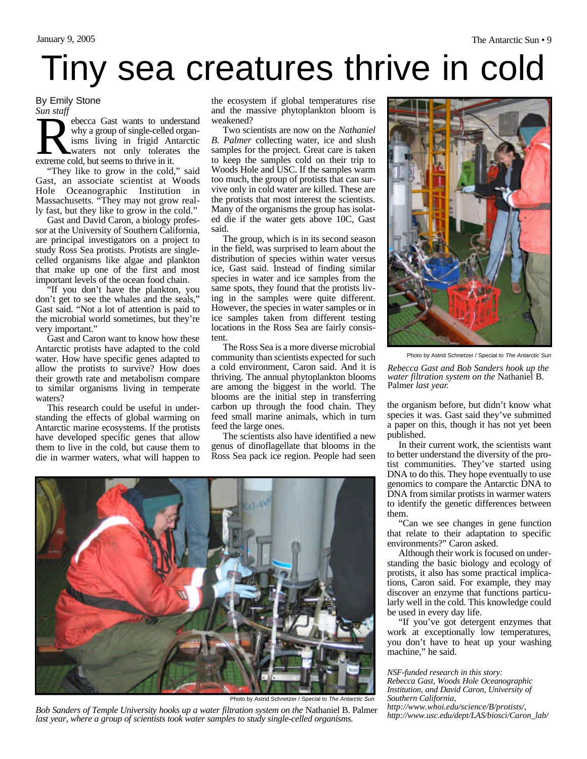# Tiny sea creatures thrive in cold

By Emily Stone
*Sun staff*

Rebecca Gast wants to understand why a group of single-celled organisms living in frigid Antarctic waters not only tolerates the extreme cold, but seems to thrive in it.

"They like to grow in the cold," said Gast, an associate scientist at Woods Hole Oceanographic Institution in Massachusetts. "They may not grow really fast, but they like to grow in the cold."

Gast and David Caron, a biology professor at the University of Southern California, are principal investigators on a project to study Ross Sea protists. Protists are single-celled organisms like algae and plankton that make up one of the first and most important levels of the ocean food chain.

"If you don't have the plankton, you don't get to see the whales and the seals," Gast said. "Not a lot of attention is paid to the microbial world sometimes, but they're very important."

Gast and Caron want to know how these Antarctic protists have adapted to the cold water. How have specific genes adapted to allow the protists to survive? How does their growth rate and metabolism compare to similar organisms living in temperate waters?

This research could be useful in understanding the effects of global warming on Antarctic marine ecosystems. If the protists have developed specific genes that allow them to live in the cold, but cause them to die in warmer waters, what will happen to the ecosystem if global temperatures rise and the massive phytoplankton bloom is weakened?

Two scientists are now on the *Nathaniel B. Palmer* collecting water, ice and slush samples for the project. Great care is taken to keep the samples cold on their trip to Woods Hole and USC. If the samples warm too much, the group of protists that can survive only in cold water are killed. These are the protists that most interest the scientists. Many of the organisms the group has isolated die if the water gets above 10C, Gast said.

The group, which is in its second season in the field, was surprised to learn about the distribution of species within water versus ice, Gast said. Instead of finding similar species in water and ice samples from the same spots, they found that the protists living in the samples were quite different. However, the species in water samples or in ice samples taken from different testing locations in the Ross Sea are fairly consistent.

The Ross Sea is a more diverse microbial community than scientists expected for such a cold environment, Caron said. And it is thriving. The annual phytoplankton blooms are among the biggest in the world. The blooms are the initial step in transferring carbon up through the food chain. They feed small marine animals, which in turn feed the large ones.

The scientists also have identified a new genus of dinoflagellate that blooms in the Ross Sea pack ice region. People had seen the organism before, but didn't know what species it was. Gast said they've submitted a paper on this, though it has not yet been published.

In their current work, the scientists want to better understand the diversity of the protist communities. They've started using DNA to do this. They hope eventually to use genomics to compare the Antarctic DNA to DNA from similar protists in warmer waters to identify the genetic differences between them.

"Can we see changes in gene function that relate to their adaptation to specific environments?" Caron asked.

Although their work is focused on understanding the basic biology and ecology of protists, it also has some practical implications, Caron said. For example, they may discover an enzyme that functions particularly well in the cold. This knowledge could be used in every day life.

"If you've got detergent enzymes that work at exceptionally low temperatures, you don't have to heat up your washing machine," he said.

Photo by Astrid Schnetzer / Special to *The Antarctic Sun*

*Rebecca Gast and Bob Sanders hook up the water filtration system on the* Nathaniel B. Palmer *last year.*

Photo by Astrid Schnetzer / Special to *The Antarctic Sun*

*Bob Sanders of Temple University hooks up a water filtration system on the* Nathaniel B. Palmer *last year, where a group of scientists took water samples to study single-celled organisms.*

*NSF-funded research in this story: Rebecca Gast, Woods Hole Oceanographic Institution, and David Caron, University of Southern California, http://www.whoi.edu/science/B/protists/, http://www.usc.edu/dept/LAS/biosci/Caron_lab/*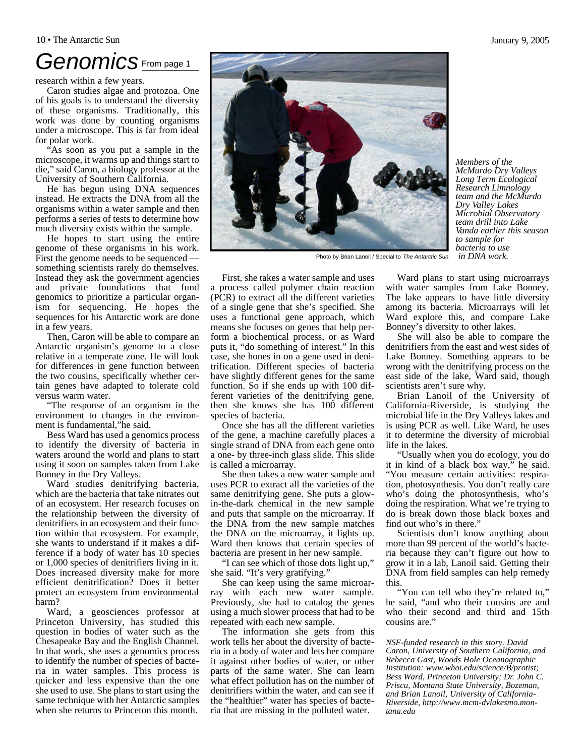# Genomics From page 1

research within a few years.

Caron studies algae and protozoa. One of his goals is to understand the diversity of these organisms. Traditionally, this work was done by counting organisms under a microscope. This is far from ideal for polar work.

"As soon as you put a sample in the microscope, it warms up and things start to die," said Caron, a biology professor at the University of Southern California.

He has begun using DNA sequences instead. He extracts the DNA from all the organisms within a water sample and then performs a series of tests to determine how much diversity exists within the sample.

He hopes to start using the entire genome of these organisms in his work. First the genome needs to be sequenced — something scientists rarely do themselves. Instead they ask the government agencies and private foundations that fund genomics to prioritize a particular organism for sequencing. He hopes the sequences for his Antarctic work are done in a few years.

Then, Caron will be able to compare an Antarctic organism's genome to a close relative in a temperate zone. He will look for differences in gene function between the two cousins, specifically whether certain genes have adapted to tolerate cold versus warm water.

"The response of an organism in the environment to changes in the environment is fundamental,"he said.

Bess Ward has used a genomics process to identify the diversity of bacteria in waters around the world and plans to start using it soon on samples taken from Lake Bonney in the Dry Valleys.

Ward studies denitrifying bacteria, which are the bacteria that take nitrates out of an ecosystem. Her research focuses on the relationship between the diversity of denitrifiers in an ecosystem and their function within that ecosystem. For example, she wants to understand if it makes a difference if a body of water has 10 species or 1,000 species of denitrifiers living in it. Does increased diversity make for more efficient denitrification? Does it better protect an ecosystem from environmental harm?

Ward, a geosciences professor at Princeton University, has studied this question in bodies of water such as the Chesapeake Bay and the English Channel. In that work, she uses a genomics process to identify the number of species of bacteria in water samples. This process is quicker and less expensive than the one she used to use. She plans to start using the same technique with her Antarctic samples when she returns to Princeton this month.

Photo by Brian Lanoil / Special to *The Antarctic Sun*

*Members of the McMurdo Dry Valleys Long Term Ecological Research Limnology team and the McMurdo Dry Valley Lakes Microbial Observatory team drill into Lake Vanda earlier this season to sample for bacteria to use in DNA work.*

First, she takes a water sample and uses a process called polymer chain reaction (PCR) to extract all the different varieties of a single gene that she's specified. She uses a functional gene approach, which means she focuses on genes that help perform a biochemical process, or as Ward puts it, "do something of interest." In this case, she hones in on a gene used in denitrification. Different species of bacteria have slightly different genes for the same function. So if she ends up with 100 different varieties of the denitrifying gene, then she knows she has 100 different species of bacteria.

Once she has all the different varieties of the gene, a machine carefully places a single strand of DNA from each gene onto a one- by three-inch glass slide. This slide is called a microarray.

She then takes a new water sample and uses PCR to extract all the varieties of the same denitrifying gene. She puts a glow-in-the-dark chemical in the new sample and puts that sample on the microarray. If the DNA from the new sample matches the DNA on the microarray, it lights up. Ward then knows that certain species of bacteria are present in her new sample.

"I can see which of those dots light up," she said. "It's very gratifying."

She can keep using the same microarray with each new water sample. Previously, she had to catalog the genes using a much slower process that had to be repeated with each new sample.

The information she gets from this work tells her about the diversity of bacteria in a body of water and lets her compare it against other bodies of water, or other parts of the same water. She can learn what effect pollution has on the number of denitrifiers within the water, and can see if the "healthier" water has species of bacteria that are missing in the polluted water.

Ward plans to start using microarrays with water samples from Lake Bonney. The lake appears to have little diversity among its bacteria. Microarrays will let Ward explore this, and compare Lake Bonney's diversity to other lakes.

She will also be able to compare the denitrifiers from the east and west sides of Lake Bonney. Something appears to be wrong with the denitrifying process on the east side of the lake, Ward said, though scientists aren't sure why.

Brian Lanoil of the University of California-Riverside, is studying the microbial life in the Dry Valleys lakes and is using PCR as well. Like Ward, he uses it to determine the diversity of microbial life in the lakes.

"Usually when you do ecology, you do it in kind of a black box way," he said. "You measure certain activities: respiration, photosynthesis. You don't really care who's doing the photosynthesis, who's doing the respiration. What we're trying to do is break down those black boxes and find out who's in there."

Scientists don't know anything about more than 99 percent of the world's bacteria because they can't figure out how to grow it in a lab, Lanoil said. Getting their DNA from field samples can help remedy this.

"You can tell who they're related to," he said, "and who their cousins are and who their second and third and 15th cousins are."

*NSF-funded research in this story. David Caron, University of Southern California, and Rebecca Gast, Woods Hole Oceanographic Institution: www.whoi.edu/science/B/protist; Bess Ward, Princeton University; Dr. John C. Priscu, Montana State University, Bozeman, and Brian Lanoil, University of California-Riverside, http://www.mcm-dvlakesmo.montana.edu*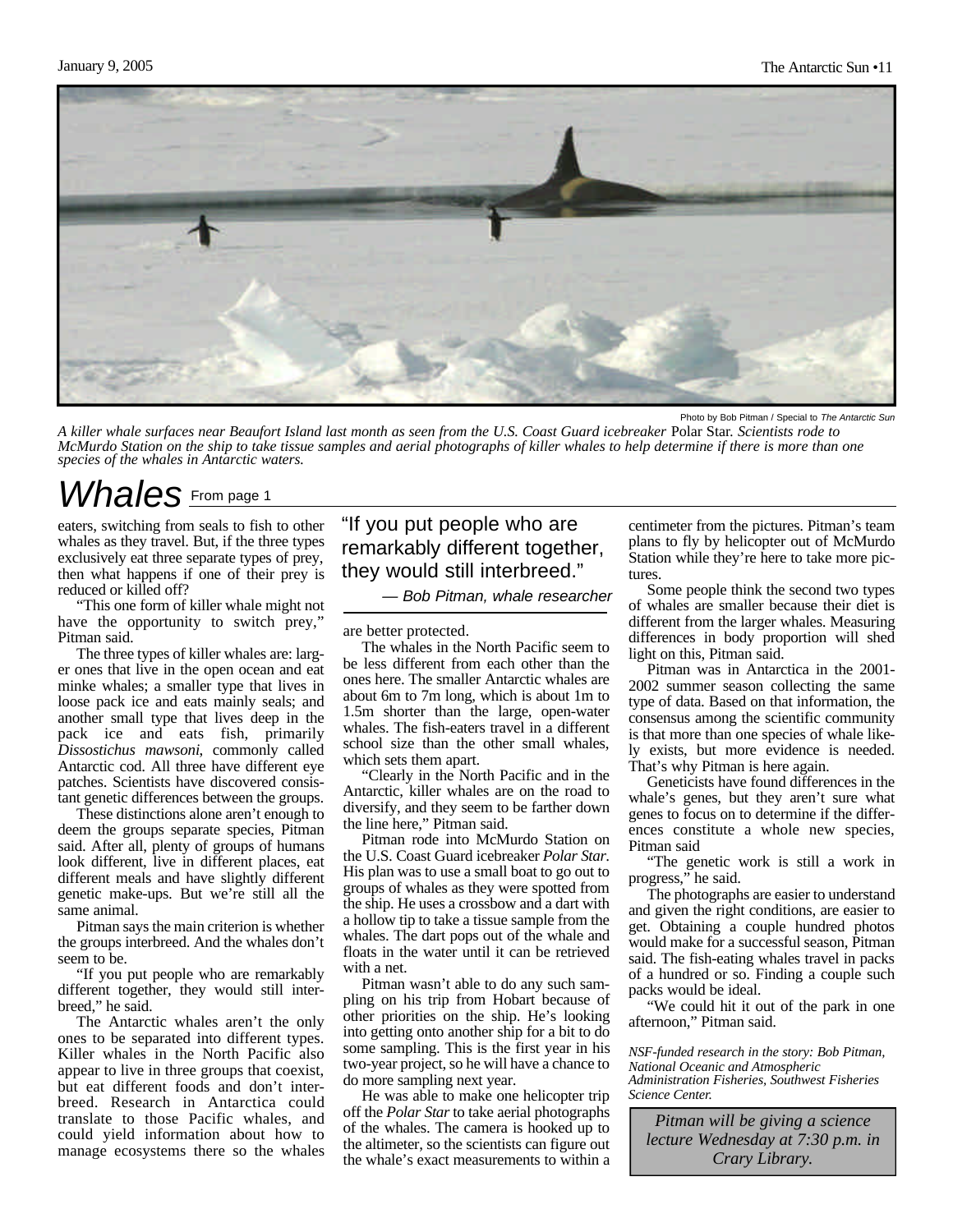Photo by Bob Pitman / Special to *The Antarctic Sun*

*A killer whale surfaces near Beaufort Island last month as seen from the U.S. Coast Guard icebreaker* Polar Star. *Scientists rode to McMurdo Station on the ship to take tissue samples and aerial photographs of killer whales to help determine if there is more than one species of the whales in Antarctic waters.*

# Whales From page 1

eaters, switching from seals to fish to other whales as they travel. But, if the three types exclusively eat three separate types of prey, then what happens if one of their prey is reduced or killed off?

"This one form of killer whale might not have the opportunity to switch prey," Pitman said.

The three types of killer whales are: larger ones that live in the open ocean and eat minke whales; a smaller type that lives in loose pack ice and eats mainly seals; and another small type that lives deep in the pack ice and eats fish, primarily *Dissostichus mawsoni*, commonly called Antarctic cod. All three have different eye patches. Scientists have discovered consistant genetic differences between the groups.

These distinctions alone aren't enough to deem the groups separate species, Pitman said. After all, plenty of groups of humans look different, live in different places, eat different meals and have slightly different genetic make-ups. But we're still all the same animal.

Pitman says the main criterion is whether the groups interbreed. And the whales don't seem to be.

"If you put people who are remarkably different together, they would still interbreed," he said.

The Antarctic whales aren't the only ones to be separated into different types. Killer whales in the North Pacific also appear to live in three groups that coexist, but eat different foods and don't interbreed. Research in Antarctica could translate to those Pacific whales, and could yield information about how to manage ecosystems there so the whales are better protected.

> "If you put people who are remarkably different together, they would still interbreed."
>
> — Bob Pitman, whale researcher

The whales in the North Pacific seem to be less different from each other than the ones here. The smaller Antarctic whales are about 6m to 7m long, which is about 1m to 1.5m shorter than the large, open-water whales. The fish-eaters travel in a different school size than the other small whales, which sets them apart.

"Clearly in the North Pacific and in the Antarctic, killer whales are on the road to diversify, and they seem to be farther down the line here," Pitman said.

Pitman rode into McMurdo Station on the U.S. Coast Guard icebreaker *Polar Star*. His plan was to use a small boat to go out to groups of whales as they were spotted from the ship. He uses a crossbow and a dart with a hollow tip to take a tissue sample from the whales. The dart pops out of the whale and floats in the water until it can be retrieved with a net.

Pitman wasn't able to do any such sampling on his trip from Hobart because of other priorities on the ship. He's looking into getting onto another ship for a bit to do some sampling. This is the first year in his two-year project, so he will have a chance to do more sampling next year.

He was able to make one helicopter trip off the *Polar Star* to take aerial photographs of the whales. The camera is hooked up to the altimeter, so the scientists can figure out the whale's exact measurements to within a centimeter from the pictures. Pitman's team plans to fly by helicopter out of McMurdo Station while they're here to take more pictures.

Some people think the second two types of whales are smaller because their diet is different from the larger whales. Measuring differences in body proportion will shed light on this, Pitman said.

Pitman was in Antarctica in the 2001-2002 summer season collecting the same type of data. Based on that information, the consensus among the scientific community is that more than one species of whale likely exists, but more evidence is needed. That's why Pitman is here again.

Geneticists have found differences in the whale's genes, but they aren't sure what genes to focus on to determine if the differences constitute a whole new species, Pitman said

"The genetic work is still a work in progress," he said.

The photographs are easier to understand and given the right conditions, are easier to get. Obtaining a couple hundred photos would make for a successful season, Pitman said. The fish-eating whales travel in packs of a hundred or so. Finding a couple such packs would be ideal.

"We could hit it out of the park in one afternoon," Pitman said.

*NSF-funded research in the story: Bob Pitman, National Oceanic and Atmospheric Administration Fisheries, Southwest Fisheries Science Center.*

*Pitman will be giving a science lecture Wednesday at 7:30 p.m. in Crary Library.*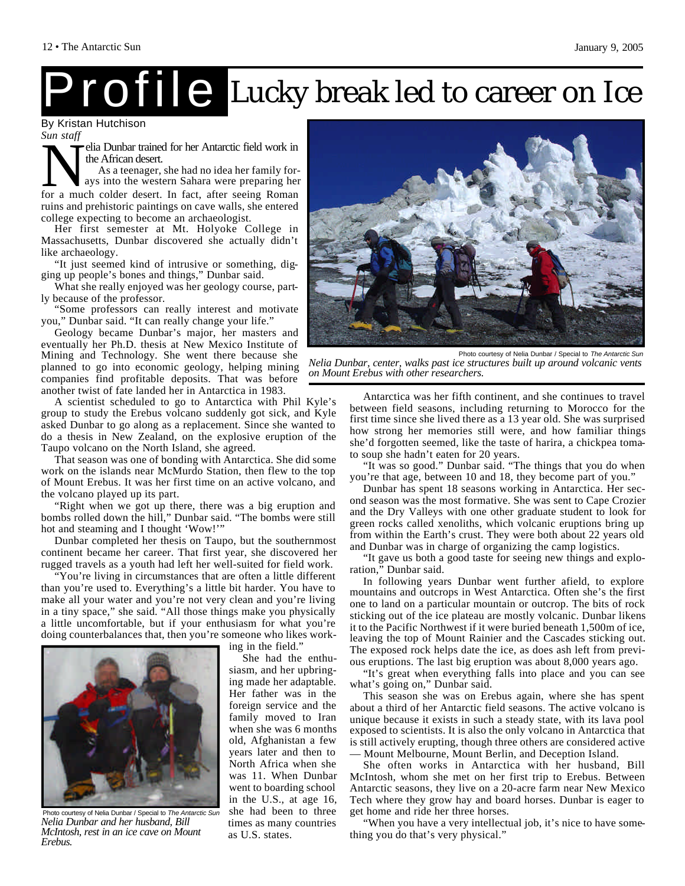# Profile Lucky break led to career on Ice

By Kristan Hutchison

*Sun staff*

Nelia Dunbar trained for her Antarctic field work in the African desert.

As a teenager, she had no idea her family forays into the western Sahara were preparing her for a much colder desert. In fact, after seeing Roman ruins and prehistoric paintings on cave walls, she entered college expecting to become an archaeologist.

Her first semester at Mt. Holyoke College in Massachusetts, Dunbar discovered she actually didn't like archaeology.

"It just seemed kind of intrusive or something, digging up people's bones and things," Dunbar said.

What she really enjoyed was her geology course, partly because of the professor.

"Some professors can really interest and motivate you," Dunbar said. "It can really change your life."

Geology became Dunbar's major, her masters and eventually her Ph.D. thesis at New Mexico Institute of Mining and Technology. She went there because she planned to go into economic geology, helping mining companies find profitable deposits. That was before another twist of fate landed her in Antarctica in 1983.

A scientist scheduled to go to Antarctica with Phil Kyle's group to study the Erebus volcano suddenly got sick, and Kyle asked Dunbar to go along as a replacement. Since she wanted to do a thesis in New Zealand, on the explosive eruption of the Taupo volcano on the North Island, she agreed.

That season was one of bonding with Antarctica. She did some work on the islands near McMurdo Station, then flew to the top of Mount Erebus. It was her first time on an active volcano, and the volcano played up its part.

"Right when we got up there, there was a big eruption and bombs rolled down the hill," Dunbar said. "The bombs were still hot and steaming and I thought 'Wow!'"

Dunbar completed her thesis on Taupo, but the southernmost continent became her career. That first year, she discovered her rugged travels as a youth had left her well-suited for field work.

"You're living in circumstances that are often a little different than you're used to. Everything's a little bit harder. You have to make all your water and you're not very clean and you're living in a tiny space," she said. "All those things make you physically a little uncomfortable, but if your enthusiasm for what you're doing counterbalances that, then you're someone who likes working in the field."

She had the enthusiasm, and her upbringing made her adaptable. Her father was in the foreign service and the family moved to Iran when she was 6 months old, Afghanistan a few years later and then to North Africa when she was 11. When Dunbar went to boarding school in the U.S., at age 16, she had been to three times as many countries as U.S. states.

Photo courtesy of Nelia Dunbar / Special to *The Antarctic Sun*

*Nelia Dunbar and her husband, Bill McIntosh, rest in an ice cave on Mount Erebus.*

Photo courtesy of Nelia Dunbar / Special to *The Antarctic Sun*

*Nelia Dunbar, center, walks past ice structures built up around volcanic vents on Mount Erebus with other researchers.*

Antarctica was her fifth continent, and she continues to travel between field seasons, including returning to Morocco for the first time since she lived there as a 13 year old. She was surprised how strong her memories still were, and how familiar things she'd forgotten seemed, like the taste of harira, a chickpea tomato soup she hadn't eaten for 20 years.

"It was so good." Dunbar said. "The things that you do when you're that age, between 10 and 18, they become part of you."

Dunbar has spent 18 seasons working in Antarctica. Her second season was the most formative. She was sent to Cape Crozier and the Dry Valleys with one other graduate student to look for green rocks called xenoliths, which volcanic eruptions bring up from within the Earth's crust. They were both about 22 years old and Dunbar was in charge of organizing the camp logistics.

"It gave us both a good taste for seeing new things and exploration," Dunbar said.

In following years Dunbar went further afield, to explore mountains and outcrops in West Antarctica. Often she's the first one to land on a particular mountain or outcrop. The bits of rock sticking out of the ice plateau are mostly volcanic. Dunbar likens it to the Pacific Northwest if it were buried beneath 1,500m of ice, leaving the top of Mount Rainier and the Cascades sticking out. The exposed rock helps date the ice, as does ash left from previous eruptions. The last big eruption was about 8,000 years ago.

"It's great when everything falls into place and you can see what's going on," Dunbar said.

This season she was on Erebus again, where she has spent about a third of her Antarctic field seasons. The active volcano is unique because it exists in such a steady state, with its lava pool exposed to scientists. It is also the only volcano in Antarctica that is still actively erupting, though three others are considered active — Mount Melbourne, Mount Berlin, and Deception Island.

She often works in Antarctica with her husband, Bill McIntosh, whom she met on her first trip to Erebus. Between Antarctic seasons, they live on a 20-acre farm near New Mexico Tech where they grow hay and board horses. Dunbar is eager to get home and ride her three horses.

"When you have a very intellectual job, it's nice to have something you do that's very physical."